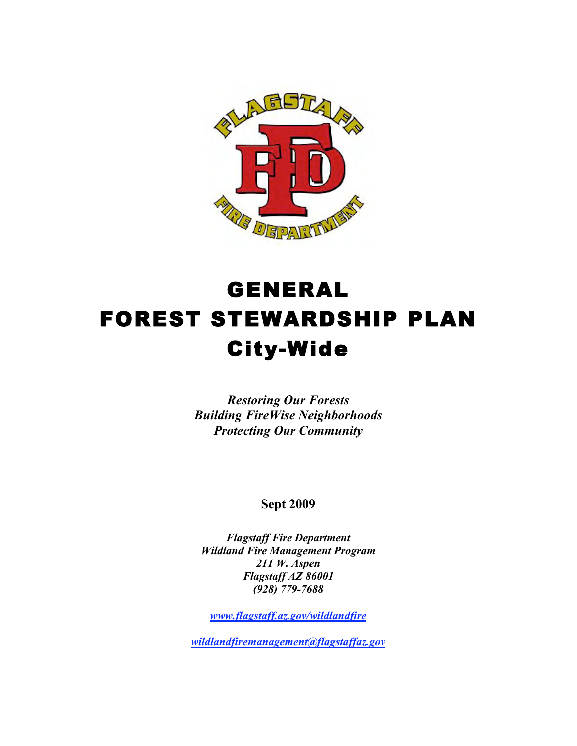# GENERAL
# FOREST STEWARDSHIP PLAN
# City-Wide

***Restoring Our Forests***
***Building FireWise Neighborhoods***
***Protecting Our Community***

**Sept 2009**

***Flagstaff Fire Department***
***Wildland Fire Management Program***
***211 W. Aspen***
***Flagstaff AZ 86001***
***(928) 779-7688***

***www.flagstaff.az.gov/wildlandfire***

***wildlandfiremanagement@flagstaffaz.gov***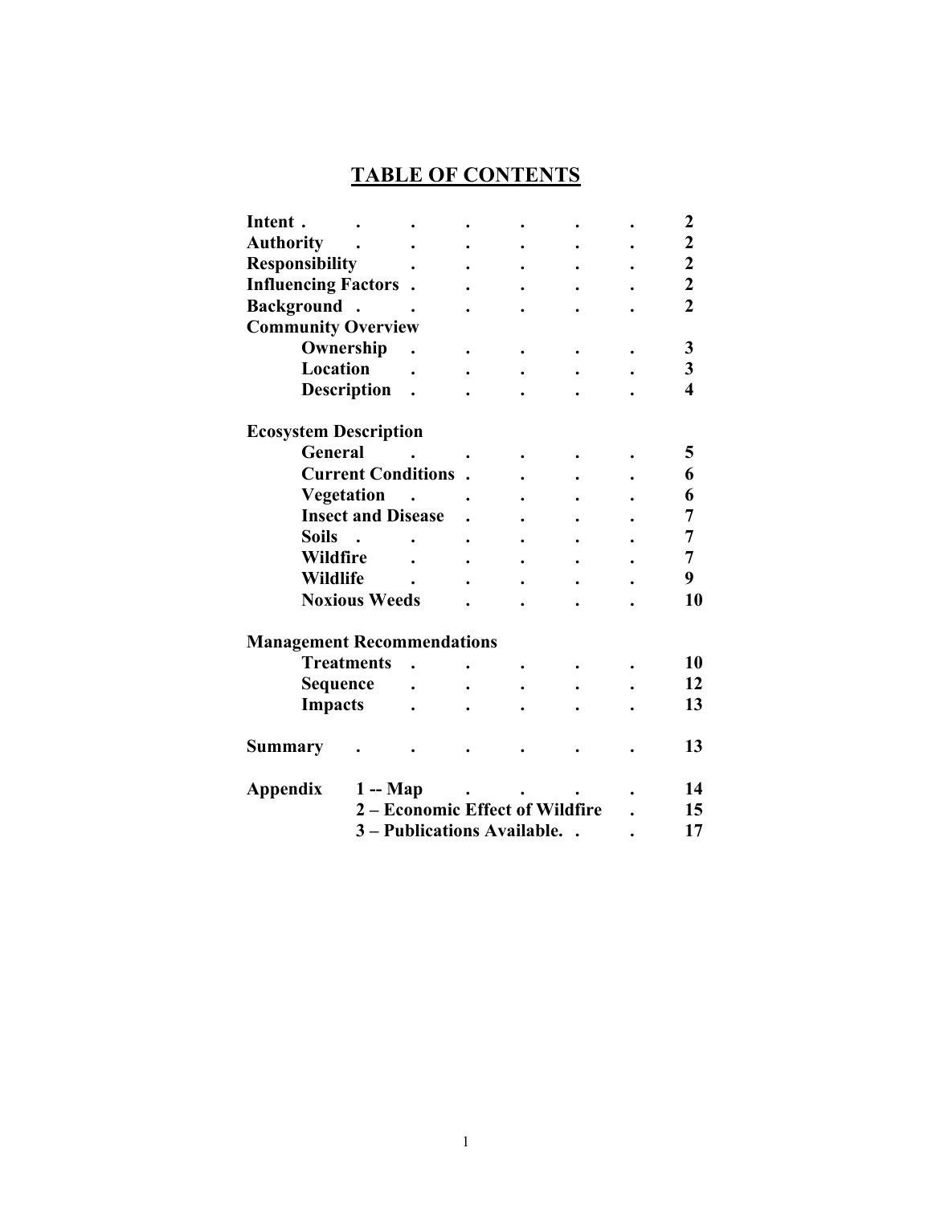# TABLE OF CONTENTS

| Section | Page |
|---|---|
| **Intent** | **2** |
| **Authority** | **2** |
| **Responsibility** | **2** |
| **Influencing Factors** | **2** |
| **Background** | **2** |
| **Community Overview** | |
| &nbsp;&nbsp;&nbsp;&nbsp;**Ownership** | **3** |
| &nbsp;&nbsp;&nbsp;&nbsp;**Location** | **3** |
| &nbsp;&nbsp;&nbsp;&nbsp;**Description** | **4** |
| **Ecosystem Description** | |
| &nbsp;&nbsp;&nbsp;&nbsp;**General** | **5** |
| &nbsp;&nbsp;&nbsp;&nbsp;**Current Conditions** | **6** |
| &nbsp;&nbsp;&nbsp;&nbsp;**Vegetation** | **6** |
| &nbsp;&nbsp;&nbsp;&nbsp;**Insect and Disease** | **7** |
| &nbsp;&nbsp;&nbsp;&nbsp;**Soils** | **7** |
| &nbsp;&nbsp;&nbsp;&nbsp;**Wildfire** | **7** |
| &nbsp;&nbsp;&nbsp;&nbsp;**Wildlife** | **9** |
| &nbsp;&nbsp;&nbsp;&nbsp;**Noxious Weeds** | **10** |
| **Management Recommendations** | |
| &nbsp;&nbsp;&nbsp;&nbsp;**Treatments** | **10** |
| &nbsp;&nbsp;&nbsp;&nbsp;**Sequence** | **12** |
| &nbsp;&nbsp;&nbsp;&nbsp;**Impacts** | **13** |
| **Summary** | **13** |
| **Appendix** &nbsp;&nbsp;&nbsp;&nbsp;**1 -- Map** | **14** |
| &nbsp;&nbsp;&nbsp;&nbsp;**2 – Economic Effect of Wildfire** | **15** |
| &nbsp;&nbsp;&nbsp;&nbsp;**3 – Publications Available.** | **17** |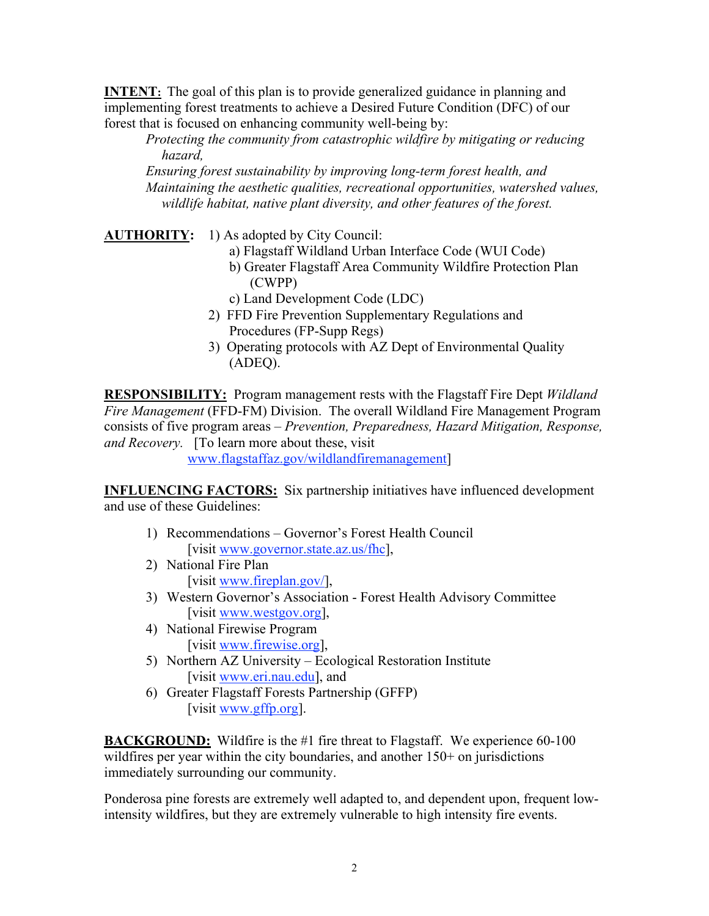**INTENT:** The goal of this plan is to provide generalized guidance in planning and implementing forest treatments to achieve a Desired Future Condition (DFC) of our forest that is focused on enhancing community well-being by:

*Protecting the community from catastrophic wildfire by mitigating or reducing hazard,*

*Ensuring forest sustainability by improving long-term forest health, and*

*Maintaining the aesthetic qualities, recreational opportunities, watershed values, wildlife habitat, native plant diversity, and other features of the forest.*

**AUTHORITY:**

1) As adopted by City Council:
   a) Flagstaff Wildland Urban Interface Code (WUI Code)
   b) Greater Flagstaff Area Community Wildfire Protection Plan (CWPP)
   c) Land Development Code (LDC)
2) FFD Fire Prevention Supplementary Regulations and Procedures (FP-Supp Regs)
3) Operating protocols with AZ Dept of Environmental Quality (ADEQ).

**RESPONSIBILITY:** Program management rests with the Flagstaff Fire Dept *Wildland Fire Management* (FFD-FM) Division. The overall Wildland Fire Management Program consists of five program areas – *Prevention, Preparedness, Hazard Mitigation, Response, and Recovery.* [To learn more about these, visit www.flagstaffaz.gov/wildlandfiremanagement]

**INFLUENCING FACTORS:** Six partnership initiatives have influenced development and use of these Guidelines:

1) Recommendations – Governor's Forest Health Council [visit www.governor.state.az.us/fhc],
2) National Fire Plan [visit www.fireplan.gov/],
3) Western Governor's Association - Forest Health Advisory Committee [visit www.westgov.org],
4) National Firewise Program [visit www.firewise.org],
5) Northern AZ University – Ecological Restoration Institute [visit www.eri.nau.edu], and
6) Greater Flagstaff Forests Partnership (GFFP) [visit www.gffp.org].

**BACKGROUND:** Wildfire is the #1 fire threat to Flagstaff. We experience 60-100 wildfires per year within the city boundaries, and another 150+ on jurisdictions immediately surrounding our community.

Ponderosa pine forests are extremely well adapted to, and dependent upon, frequent low-intensity wildfires, but they are extremely vulnerable to high intensity fire events.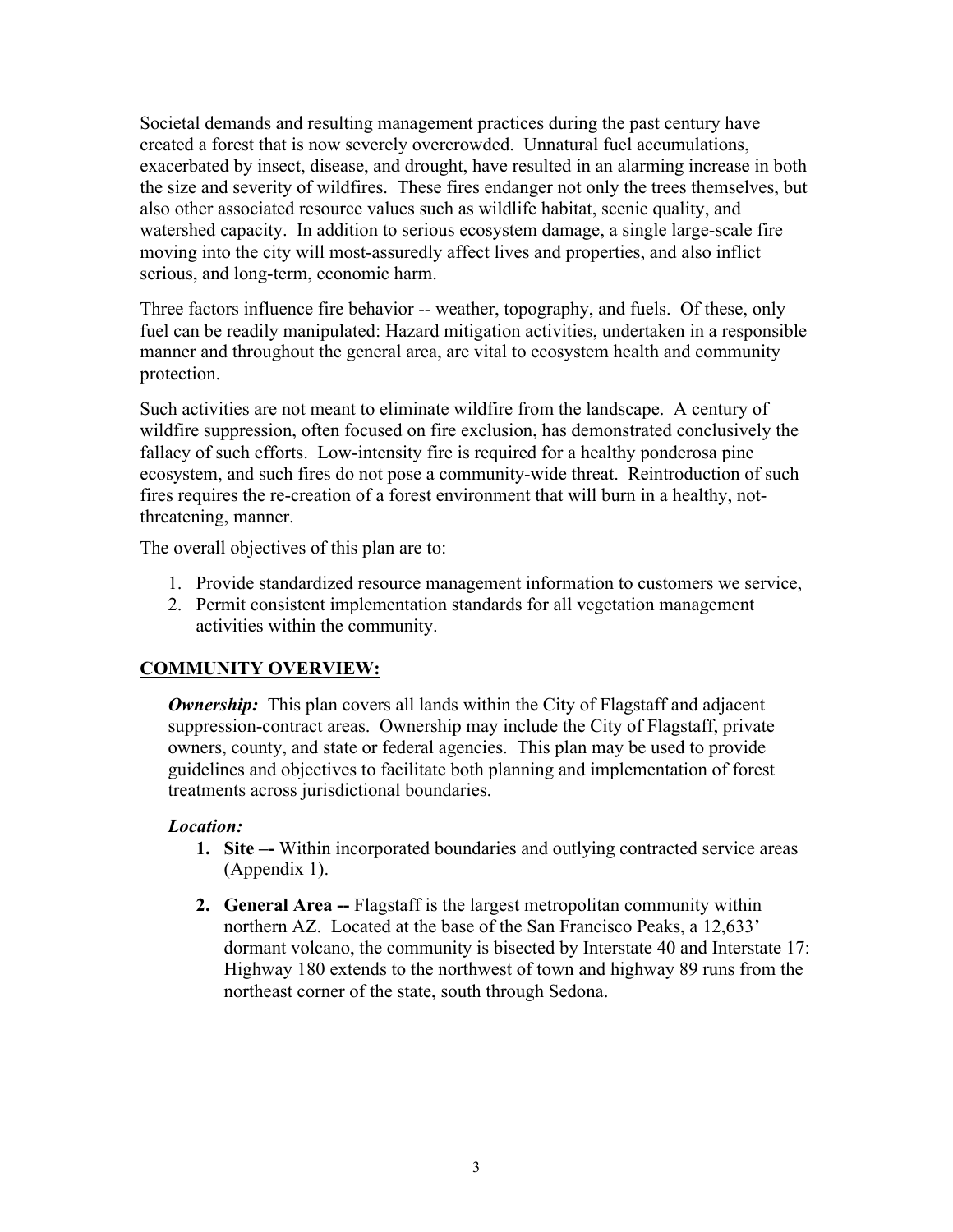Societal demands and resulting management practices during the past century have created a forest that is now severely overcrowded. Unnatural fuel accumulations, exacerbated by insect, disease, and drought, have resulted in an alarming increase in both the size and severity of wildfires. These fires endanger not only the trees themselves, but also other associated resource values such as wildlife habitat, scenic quality, and watershed capacity. In addition to serious ecosystem damage, a single large-scale fire moving into the city will most-assuredly affect lives and properties, and also inflict serious, and long-term, economic harm.

Three factors influence fire behavior -- weather, topography, and fuels. Of these, only fuel can be readily manipulated: Hazard mitigation activities, undertaken in a responsible manner and throughout the general area, are vital to ecosystem health and community protection.

Such activities are not meant to eliminate wildfire from the landscape. A century of wildfire suppression, often focused on fire exclusion, has demonstrated conclusively the fallacy of such efforts. Low-intensity fire is required for a healthy ponderosa pine ecosystem, and such fires do not pose a community-wide threat. Reintroduction of such fires requires the re-creation of a forest environment that will burn in a healthy, not-threatening, manner.

The overall objectives of this plan are to:

1. Provide standardized resource management information to customers we service,
2. Permit consistent implementation standards for all vegetation management activities within the community.

## COMMUNITY OVERVIEW:

***Ownership:*** This plan covers all lands within the City of Flagstaff and adjacent suppression-contract areas. Ownership may include the City of Flagstaff, private owners, county, and state or federal agencies. This plan may be used to provide guidelines and objectives to facilitate both planning and implementation of forest treatments across jurisdictional boundaries.

***Location:***

1. **Site –-** Within incorporated boundaries and outlying contracted service areas (Appendix 1).
2. **General Area --** Flagstaff is the largest metropolitan community within northern AZ. Located at the base of the San Francisco Peaks, a 12,633' dormant volcano, the community is bisected by Interstate 40 and Interstate 17: Highway 180 extends to the northwest of town and highway 89 runs from the northeast corner of the state, south through Sedona.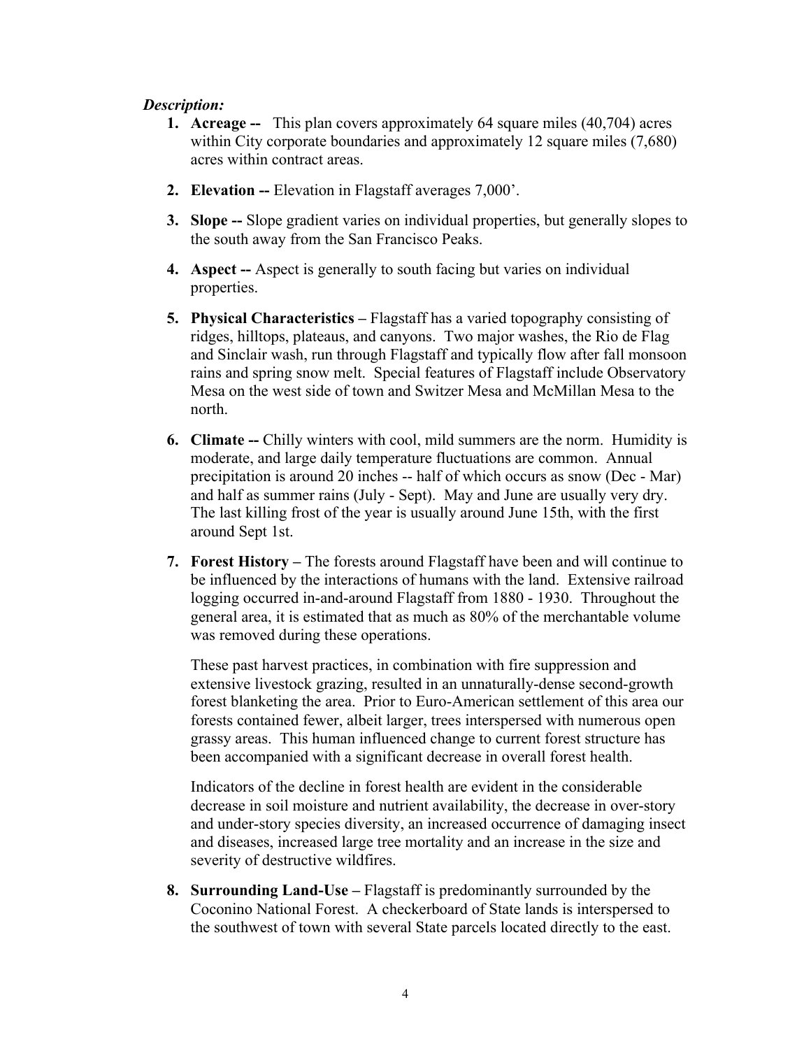***Description:***

1. **Acreage --** This plan covers approximately 64 square miles (40,704) acres within City corporate boundaries and approximately 12 square miles (7,680) acres within contract areas.

2. **Elevation --** Elevation in Flagstaff averages 7,000'.

3. **Slope --** Slope gradient varies on individual properties, but generally slopes to the south away from the San Francisco Peaks.

4. **Aspect --** Aspect is generally to south facing but varies on individual properties.

5. **Physical Characteristics –** Flagstaff has a varied topography consisting of ridges, hilltops, plateaus, and canyons. Two major washes, the Rio de Flag and Sinclair wash, run through Flagstaff and typically flow after fall monsoon rains and spring snow melt. Special features of Flagstaff include Observatory Mesa on the west side of town and Switzer Mesa and McMillan Mesa to the north.

6. **Climate --** Chilly winters with cool, mild summers are the norm. Humidity is moderate, and large daily temperature fluctuations are common. Annual precipitation is around 20 inches -- half of which occurs as snow (Dec - Mar) and half as summer rains (July - Sept). May and June are usually very dry. The last killing frost of the year is usually around June 15th, with the first around Sept 1st.

7. **Forest History –** The forests around Flagstaff have been and will continue to be influenced by the interactions of humans with the land. Extensive railroad logging occurred in-and-around Flagstaff from 1880 - 1930. Throughout the general area, it is estimated that as much as 80% of the merchantable volume was removed during these operations.

   These past harvest practices, in combination with fire suppression and extensive livestock grazing, resulted in an unnaturally-dense second-growth forest blanketing the area. Prior to Euro-American settlement of this area our forests contained fewer, albeit larger, trees interspersed with numerous open grassy areas. This human influenced change to current forest structure has been accompanied with a significant decrease in overall forest health.

   Indicators of the decline in forest health are evident in the considerable decrease in soil moisture and nutrient availability, the decrease in over-story and under-story species diversity, an increased occurrence of damaging insect and diseases, increased large tree mortality and an increase in the size and severity of destructive wildfires.

8. **Surrounding Land-Use –** Flagstaff is predominantly surrounded by the Coconino National Forest. A checkerboard of State lands is interspersed to the southwest of town with several State parcels located directly to the east.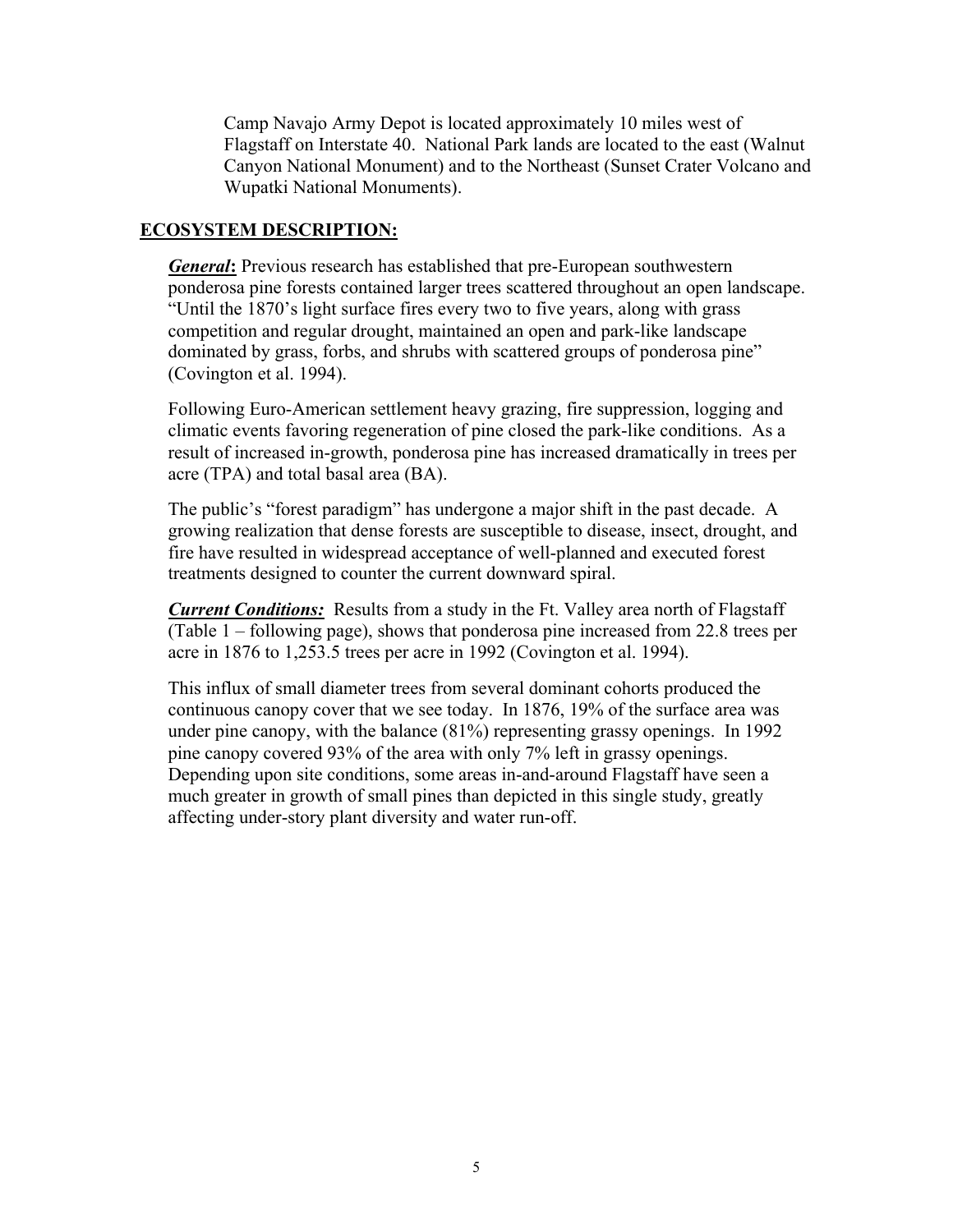Camp Navajo Army Depot is located approximately 10 miles west of Flagstaff on Interstate 40. National Park lands are located to the east (Walnut Canyon National Monument) and to the Northeast (Sunset Crater Volcano and Wupatki National Monuments).

## ECOSYSTEM DESCRIPTION:

***General*:** Previous research has established that pre-European southwestern ponderosa pine forests contained larger trees scattered throughout an open landscape. "Until the 1870's light surface fires every two to five years, along with grass competition and regular drought, maintained an open and park-like landscape dominated by grass, forbs, and shrubs with scattered groups of ponderosa pine" (Covington et al. 1994).

Following Euro-American settlement heavy grazing, fire suppression, logging and climatic events favoring regeneration of pine closed the park-like conditions. As a result of increased in-growth, ponderosa pine has increased dramatically in trees per acre (TPA) and total basal area (BA).

The public's "forest paradigm" has undergone a major shift in the past decade. A growing realization that dense forests are susceptible to disease, insect, drought, and fire have resulted in widespread acceptance of well-planned and executed forest treatments designed to counter the current downward spiral.

***Current Conditions:*** Results from a study in the Ft. Valley area north of Flagstaff (Table 1 – following page), shows that ponderosa pine increased from 22.8 trees per acre in 1876 to 1,253.5 trees per acre in 1992 (Covington et al. 1994).

This influx of small diameter trees from several dominant cohorts produced the continuous canopy cover that we see today. In 1876, 19% of the surface area was under pine canopy, with the balance (81%) representing grassy openings. In 1992 pine canopy covered 93% of the area with only 7% left in grassy openings. Depending upon site conditions, some areas in-and-around Flagstaff have seen a much greater in growth of small pines than depicted in this single study, greatly affecting under-story plant diversity and water run-off.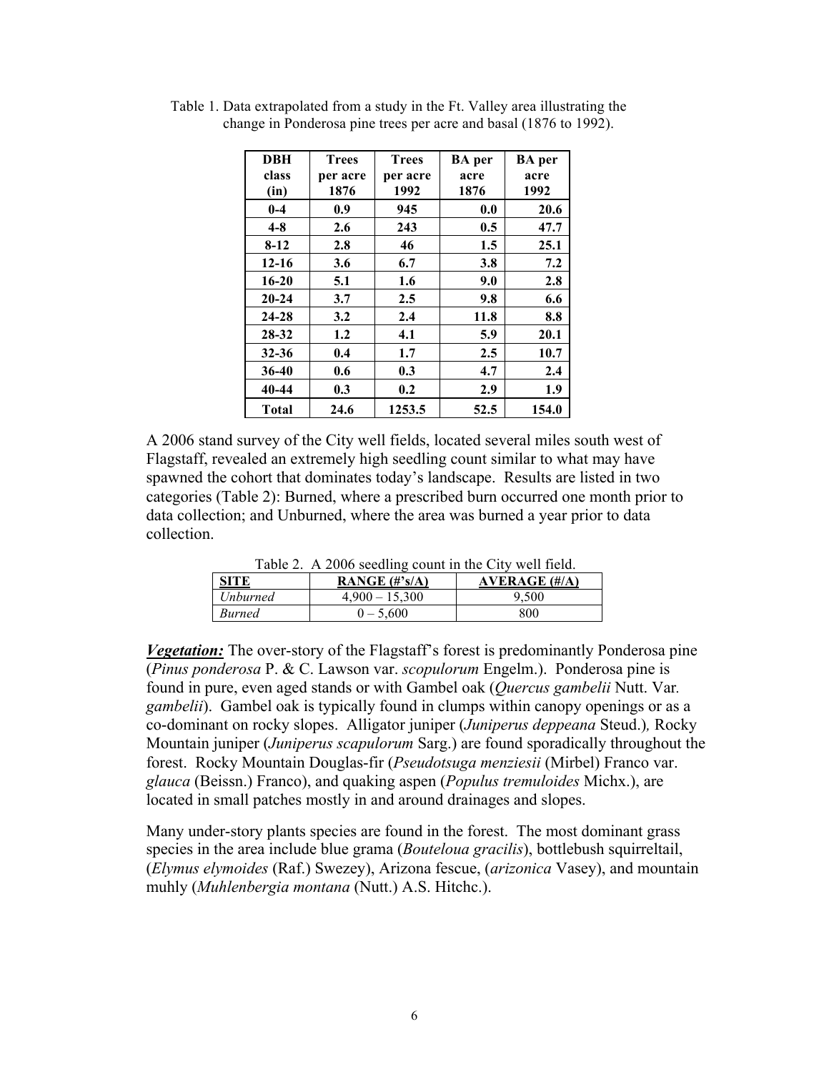Table 1. Data extrapolated from a study in the Ft. Valley area illustrating the change in Ponderosa pine trees per acre and basal (1876 to 1992).

| DBH class (in) | Trees per acre 1876 | Trees per acre 1992 | BA per acre 1876 | BA per acre 1992 |
|---|---|---|---|---|
| 0-4 | 0.9 | 945 | 0.0 | 20.6 |
| 4-8 | 2.6 | 243 | 0.5 | 47.7 |
| 8-12 | 2.8 | 46 | 1.5 | 25.1 |
| 12-16 | 3.6 | 6.7 | 3.8 | 7.2 |
| 16-20 | 5.1 | 1.6 | 9.0 | 2.8 |
| 20-24 | 3.7 | 2.5 | 9.8 | 6.6 |
| 24-28 | 3.2 | 2.4 | 11.8 | 8.8 |
| 28-32 | 1.2 | 4.1 | 5.9 | 20.1 |
| 32-36 | 0.4 | 1.7 | 2.5 | 10.7 |
| 36-40 | 0.6 | 0.3 | 4.7 | 2.4 |
| 40-44 | 0.3 | 0.2 | 2.9 | 1.9 |
| Total | 24.6 | 1253.5 | 52.5 | 154.0 |

A 2006 stand survey of the City well fields, located several miles south west of Flagstaff, revealed an extremely high seedling count similar to what may have spawned the cohort that dominates today's landscape. Results are listed in two categories (Table 2): Burned, where a prescribed burn occurred one month prior to data collection; and Unburned, where the area was burned a year prior to data collection.

Table 2. A 2006 seedling count in the City well field.

| SITE | RANGE (#'s/A) | AVERAGE (#/A) |
|---|---|---|
| *Unburned* | 4,900 – 15,300 | 9,500 |
| *Burned* | 0 – 5,600 | 800 |

***Vegetation:*** The over-story of the Flagstaff's forest is predominantly Ponderosa pine (*Pinus ponderosa* P. & C. Lawson var. *scopulorum* Engelm.). Ponderosa pine is found in pure, even aged stands or with Gambel oak (*Quercus gambelii* Nutt. Var. *gambelii*). Gambel oak is typically found in clumps within canopy openings or as a co-dominant on rocky slopes. Alligator juniper (*Juniperus deppeana* Steud.), Rocky Mountain juniper (*Juniperus scapulorum* Sarg.) are found sporadically throughout the forest. Rocky Mountain Douglas-fir (*Pseudotsuga menziesii* (Mirbel) Franco var. *glauca* (Beissn.) Franco), and quaking aspen (*Populus tremuloides* Michx.), are located in small patches mostly in and around drainages and slopes.

Many under-story plants species are found in the forest. The most dominant grass species in the area include blue grama (*Bouteloua gracilis*), bottlebush squirreltail, (*Elymus elymoides* (Raf.) Swezey), Arizona fescue, (*arizonica* Vasey), and mountain muhly (*Muhlenbergia montana* (Nutt.) A.S. Hitchc.).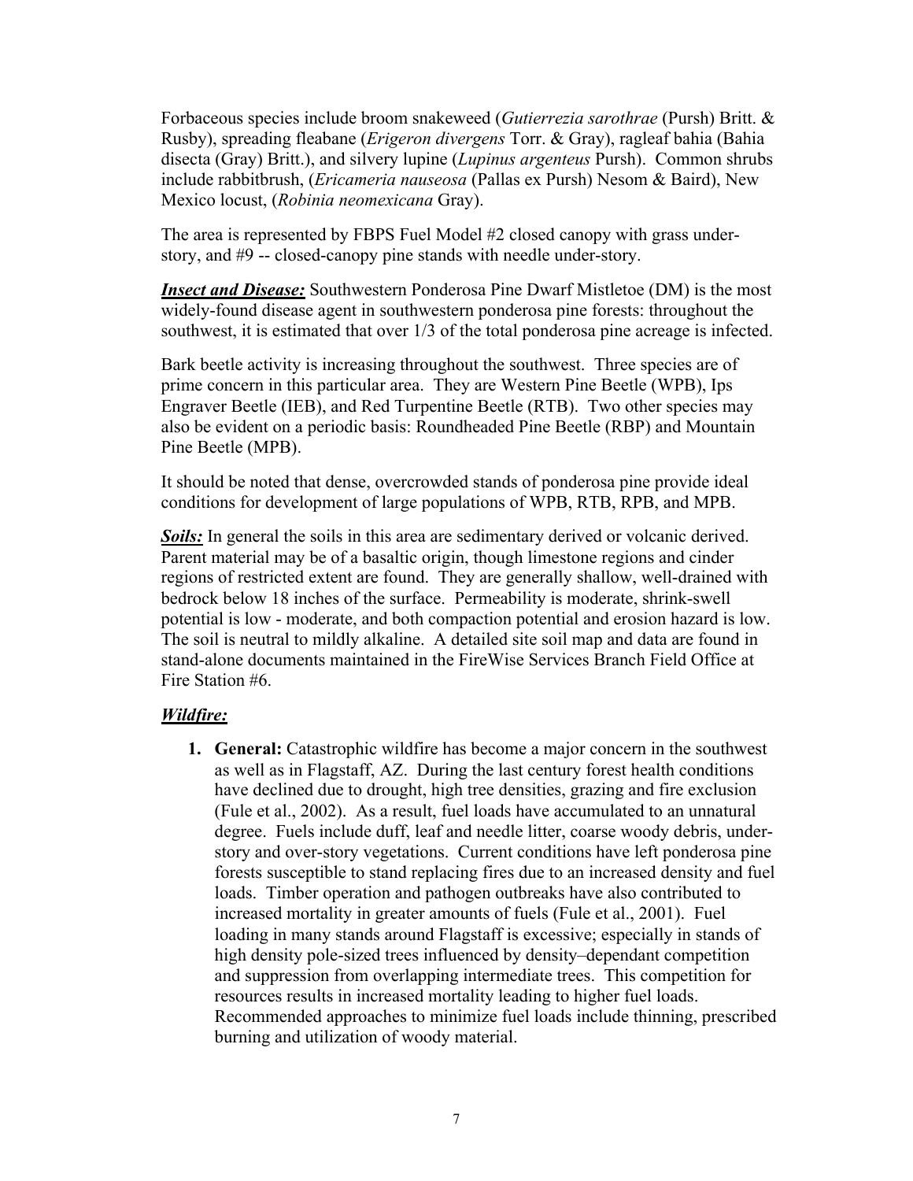Forbaceous species include broom snakeweed (*Gutierrezia sarothrae* (Pursh) Britt. & Rusby), spreading fleabane (*Erigeron divergens* Torr. & Gray), ragleaf bahia (Bahia disecta (Gray) Britt.), and silvery lupine (*Lupinus argenteus* Pursh). Common shrubs include rabbitbrush, (*Ericameria nauseosa* (Pallas ex Pursh) Nesom & Baird), New Mexico locust, (*Robinia neomexicana* Gray).

The area is represented by FBPS Fuel Model #2 closed canopy with grass under-story, and #9 -- closed-canopy pine stands with needle under-story.

***Insect and Disease:*** Southwestern Ponderosa Pine Dwarf Mistletoe (DM) is the most widely-found disease agent in southwestern ponderosa pine forests: throughout the southwest, it is estimated that over 1/3 of the total ponderosa pine acreage is infected.

Bark beetle activity is increasing throughout the southwest. Three species are of prime concern in this particular area. They are Western Pine Beetle (WPB), Ips Engraver Beetle (IEB), and Red Turpentine Beetle (RTB). Two other species may also be evident on a periodic basis: Roundheaded Pine Beetle (RBP) and Mountain Pine Beetle (MPB).

It should be noted that dense, overcrowded stands of ponderosa pine provide ideal conditions for development of large populations of WPB, RTB, RPB, and MPB.

***Soils:*** In general the soils in this area are sedimentary derived or volcanic derived. Parent material may be of a basaltic origin, though limestone regions and cinder regions of restricted extent are found. They are generally shallow, well-drained with bedrock below 18 inches of the surface. Permeability is moderate, shrink-swell potential is low - moderate, and both compaction potential and erosion hazard is low. The soil is neutral to mildly alkaline. A detailed site soil map and data are found in stand-alone documents maintained in the FireWise Services Branch Field Office at Fire Station #6.

***Wildfire:***

1. **General:** Catastrophic wildfire has become a major concern in the southwest as well as in Flagstaff, AZ. During the last century forest health conditions have declined due to drought, high tree densities, grazing and fire exclusion (Fule et al., 2002). As a result, fuel loads have accumulated to an unnatural degree. Fuels include duff, leaf and needle litter, coarse woody debris, under-story and over-story vegetations. Current conditions have left ponderosa pine forests susceptible to stand replacing fires due to an increased density and fuel loads. Timber operation and pathogen outbreaks have also contributed to increased mortality in greater amounts of fuels (Fule et al., 2001). Fuel loading in many stands around Flagstaff is excessive; especially in stands of high density pole-sized trees influenced by density–dependant competition and suppression from overlapping intermediate trees. This competition for resources results in increased mortality leading to higher fuel loads. Recommended approaches to minimize fuel loads include thinning, prescribed burning and utilization of woody material.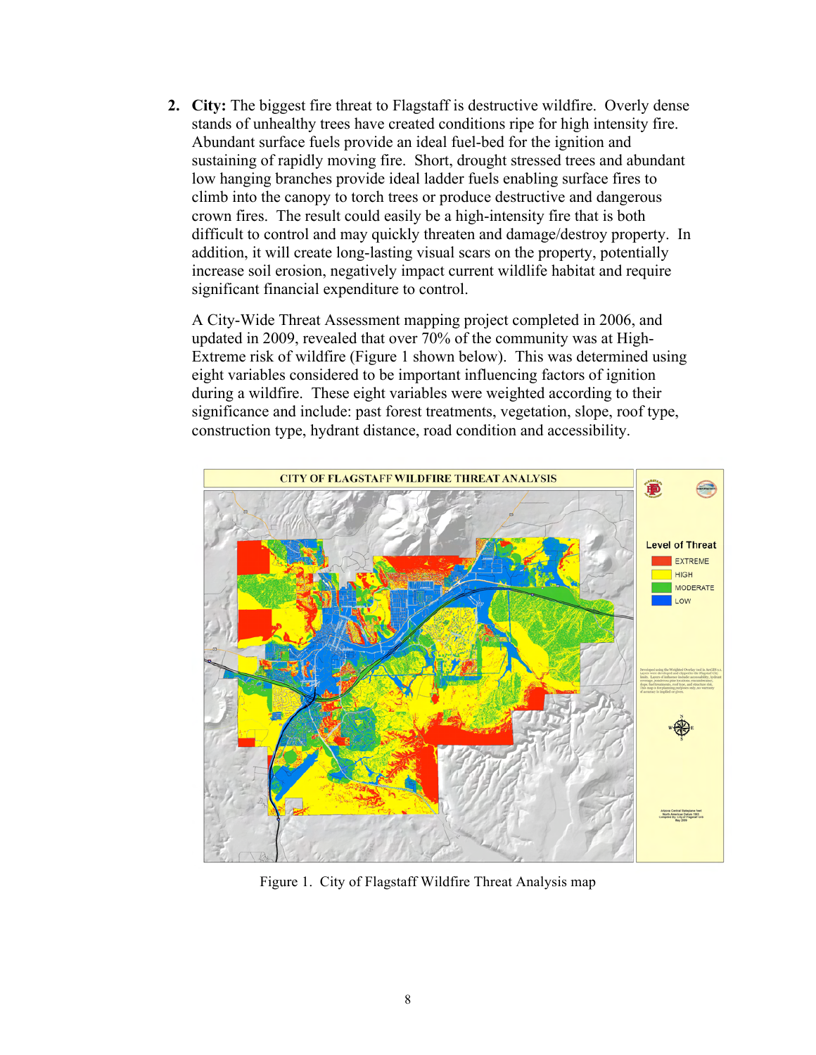2. **City:** The biggest fire threat to Flagstaff is destructive wildfire. Overly dense stands of unhealthy trees have created conditions ripe for high intensity fire. Abundant surface fuels provide an ideal fuel-bed for the ignition and sustaining of rapidly moving fire. Short, drought stressed trees and abundant low hanging branches provide ideal ladder fuels enabling surface fires to climb into the canopy to torch trees or produce destructive and dangerous crown fires. The result could easily be a high-intensity fire that is both difficult to control and may quickly threaten and damage/destroy property. In addition, it will create long-lasting visual scars on the property, potentially increase soil erosion, negatively impact current wildlife habitat and require significant financial expenditure to control.

   A City-Wide Threat Assessment mapping project completed in 2006, and updated in 2009, revealed that over 70% of the community was at High-Extreme risk of wildfire (Figure 1 shown below). This was determined using eight variables considered to be important influencing factors of ignition during a wildfire. These eight variables were weighted according to their significance and include: past forest treatments, vegetation, slope, roof type, construction type, hydrant distance, road condition and accessibility.

Figure 1. City of Flagstaff Wildfire Threat Analysis map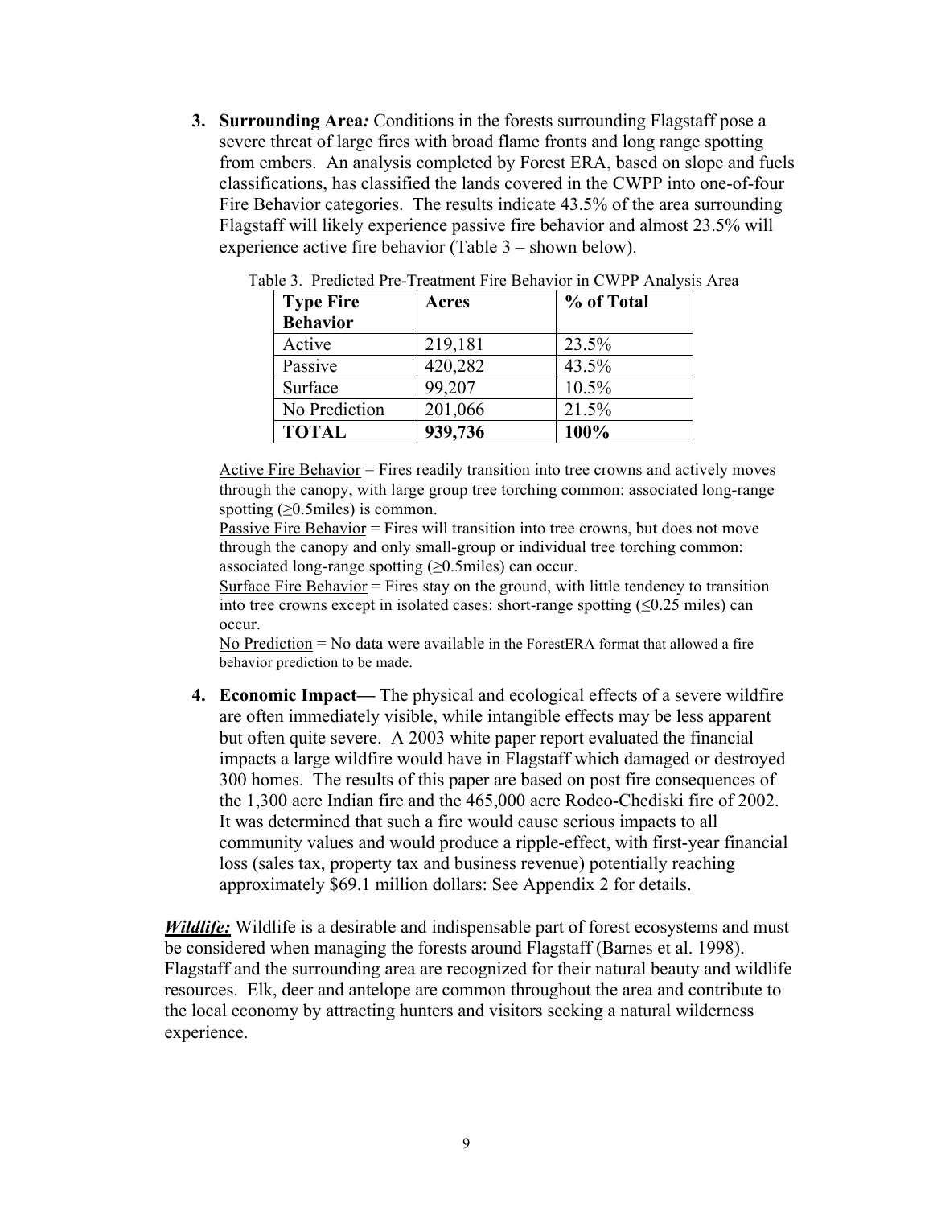3. **Surrounding Area*:*** Conditions in the forests surrounding Flagstaff pose a severe threat of large fires with broad flame fronts and long range spotting from embers. An analysis completed by Forest ERA, based on slope and fuels classifications, has classified the lands covered in the CWPP into one-of-four Fire Behavior categories. The results indicate 43.5% of the area surrounding Flagstaff will likely experience passive fire behavior and almost 23.5% will experience active fire behavior (Table 3 – shown below).

Table 3. Predicted Pre-Treatment Fire Behavior in CWPP Analysis Area

| Type Fire Behavior | Acres | % of Total |
|---|---|---|
| Active | 219,181 | 23.5% |
| Passive | 420,282 | 43.5% |
| Surface | 99,207 | 10.5% |
| No Prediction | 201,066 | 21.5% |
| **TOTAL** | **939,736** | **100%** |

Active Fire Behavior = Fires readily transition into tree crowns and actively moves through the canopy, with large group tree torching common: associated long-range spotting (≥0.5miles) is common.

Passive Fire Behavior = Fires will transition into tree crowns, but does not move through the canopy and only small-group or individual tree torching common: associated long-range spotting (≥0.5miles) can occur.

Surface Fire Behavior = Fires stay on the ground, with little tendency to transition into tree crowns except in isolated cases: short-range spotting (≤0.25 miles) can occur.

No Prediction = No data were available in the ForestERA format that allowed a fire behavior prediction to be made.

4. **Economic Impact—** The physical and ecological effects of a severe wildfire are often immediately visible, while intangible effects may be less apparent but often quite severe. A 2003 white paper report evaluated the financial impacts a large wildfire would have in Flagstaff which damaged or destroyed 300 homes. The results of this paper are based on post fire consequences of the 1,300 acre Indian fire and the 465,000 acre Rodeo-Chediski fire of 2002. It was determined that such a fire would cause serious impacts to all community values and would produce a ripple-effect, with first-year financial loss (sales tax, property tax and business revenue) potentially reaching approximately $69.1 million dollars: See Appendix 2 for details.

***Wildlife:*** Wildlife is a desirable and indispensable part of forest ecosystems and must be considered when managing the forests around Flagstaff (Barnes et al. 1998). Flagstaff and the surrounding area are recognized for their natural beauty and wildlife resources. Elk, deer and antelope are common throughout the area and contribute to the local economy by attracting hunters and visitors seeking a natural wilderness experience.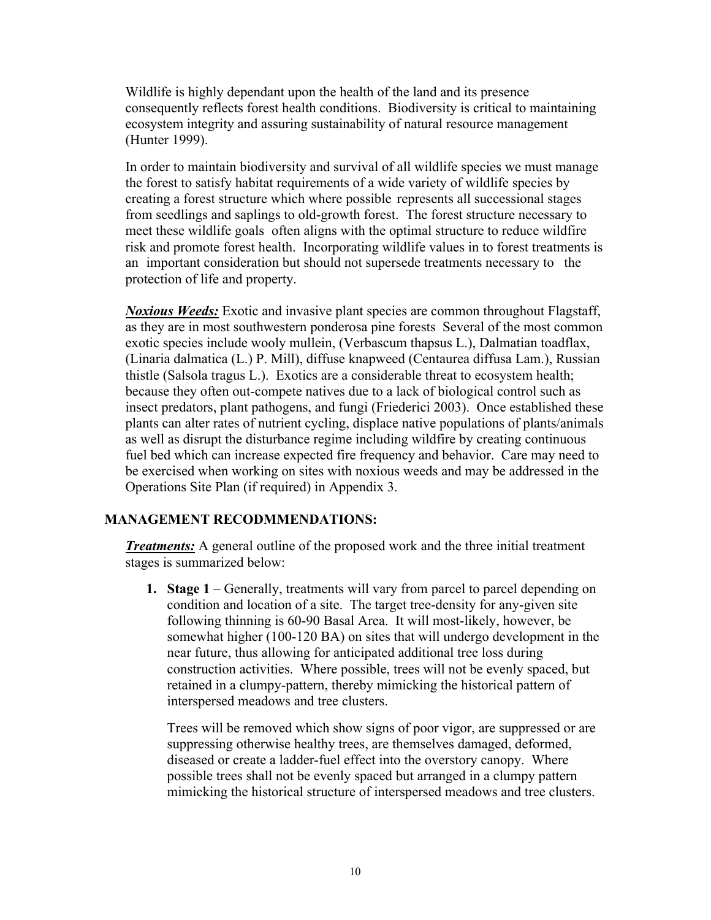Wildlife is highly dependant upon the health of the land and its presence consequently reflects forest health conditions. Biodiversity is critical to maintaining ecosystem integrity and assuring sustainability of natural resource management (Hunter 1999).

In order to maintain biodiversity and survival of all wildlife species we must manage the forest to satisfy habitat requirements of a wide variety of wildlife species by creating a forest structure which where possible represents all successional stages from seedlings and saplings to old-growth forest. The forest structure necessary to meet these wildlife goals often aligns with the optimal structure to reduce wildfire risk and promote forest health. Incorporating wildlife values in to forest treatments is an important consideration but should not supersede treatments necessary to the protection of life and property.

***Noxious Weeds:*** Exotic and invasive plant species are common throughout Flagstaff, as they are in most southwestern ponderosa pine forests Several of the most common exotic species include wooly mullein, (Verbascum thapsus L.), Dalmatian toadflax, (Linaria dalmatica (L.) P. Mill), diffuse knapweed (Centaurea diffusa Lam.), Russian thistle (Salsola tragus L.). Exotics are a considerable threat to ecosystem health; because they often out-compete natives due to a lack of biological control such as insect predators, plant pathogens, and fungi (Friederici 2003). Once established these plants can alter rates of nutrient cycling, displace native populations of plants/animals as well as disrupt the disturbance regime including wildfire by creating continuous fuel bed which can increase expected fire frequency and behavior. Care may need to be exercised when working on sites with noxious weeds and may be addressed in the Operations Site Plan (if required) in Appendix 3.

## MANAGEMENT RECODMMENDATIONS:

***Treatments:*** A general outline of the proposed work and the three initial treatment stages is summarized below:

1. **Stage 1** – Generally, treatments will vary from parcel to parcel depending on condition and location of a site. The target tree-density for any-given site following thinning is 60-90 Basal Area. It will most-likely, however, be somewhat higher (100-120 BA) on sites that will undergo development in the near future, thus allowing for anticipated additional tree loss during construction activities. Where possible, trees will not be evenly spaced, but retained in a clumpy-pattern, thereby mimicking the historical pattern of interspersed meadows and tree clusters.

   Trees will be removed which show signs of poor vigor, are suppressed or are suppressing otherwise healthy trees, are themselves damaged, deformed, diseased or create a ladder-fuel effect into the overstory canopy. Where possible trees shall not be evenly spaced but arranged in a clumpy pattern mimicking the historical structure of interspersed meadows and tree clusters.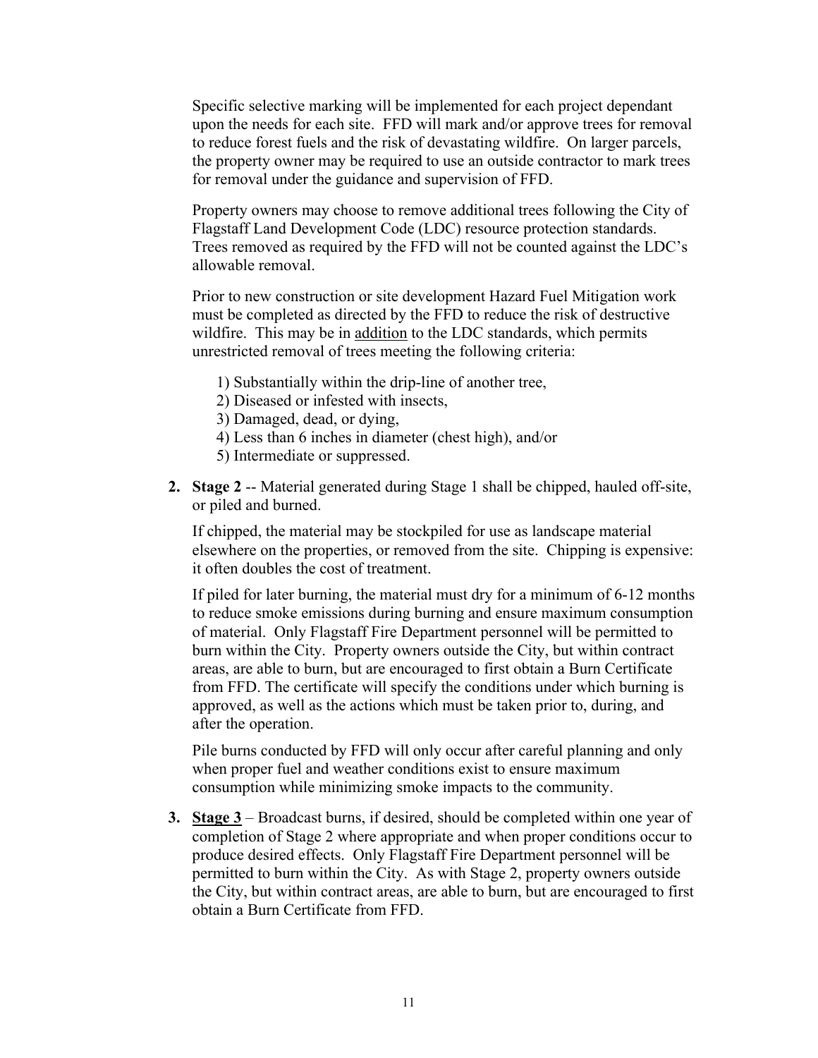Specific selective marking will be implemented for each project dependant upon the needs for each site. FFD will mark and/or approve trees for removal to reduce forest fuels and the risk of devastating wildfire. On larger parcels, the property owner may be required to use an outside contractor to mark trees for removal under the guidance and supervision of FFD.

Property owners may choose to remove additional trees following the City of Flagstaff Land Development Code (LDC) resource protection standards. Trees removed as required by the FFD will not be counted against the LDC's allowable removal.

Prior to new construction or site development Hazard Fuel Mitigation work must be completed as directed by the FFD to reduce the risk of destructive wildfire. This may be in <u>addition</u> to the LDC standards, which permits unrestricted removal of trees meeting the following criteria:

1) Substantially within the drip-line of another tree,
2) Diseased or infested with insects,
3) Damaged, dead, or dying,
4) Less than 6 inches in diameter (chest high), and/or
5) Intermediate or suppressed.

2. **Stage 2** -- Material generated during Stage 1 shall be chipped, hauled off-site, or piled and burned.

   If chipped, the material may be stockpiled for use as landscape material elsewhere on the properties, or removed from the site. Chipping is expensive: it often doubles the cost of treatment.

   If piled for later burning, the material must dry for a minimum of 6-12 months to reduce smoke emissions during burning and ensure maximum consumption of material. Only Flagstaff Fire Department personnel will be permitted to burn within the City. Property owners outside the City, but within contract areas, are able to burn, but are encouraged to first obtain a Burn Certificate from FFD. The certificate will specify the conditions under which burning is approved, as well as the actions which must be taken prior to, during, and after the operation.

   Pile burns conducted by FFD will only occur after careful planning and only when proper fuel and weather conditions exist to ensure maximum consumption while minimizing smoke impacts to the community.

3. **<u>Stage 3</u>** – Broadcast burns, if desired, should be completed within one year of completion of Stage 2 where appropriate and when proper conditions occur to produce desired effects. Only Flagstaff Fire Department personnel will be permitted to burn within the City. As with Stage 2, property owners outside the City, but within contract areas, are able to burn, but are encouraged to first obtain a Burn Certificate from FFD.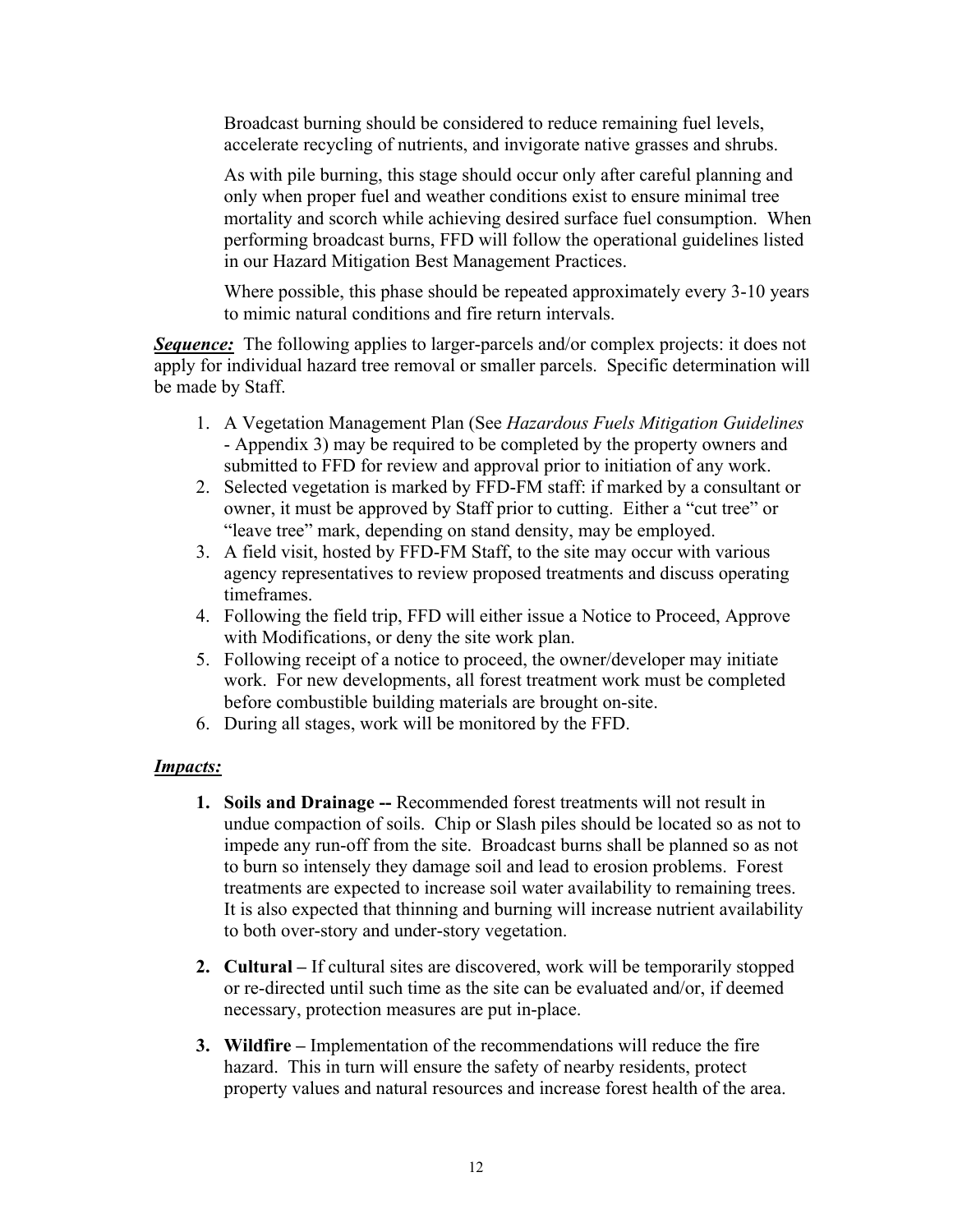Broadcast burning should be considered to reduce remaining fuel levels, accelerate recycling of nutrients, and invigorate native grasses and shrubs.

As with pile burning, this stage should occur only after careful planning and only when proper fuel and weather conditions exist to ensure minimal tree mortality and scorch while achieving desired surface fuel consumption. When performing broadcast burns, FFD will follow the operational guidelines listed in our Hazard Mitigation Best Management Practices.

Where possible, this phase should be repeated approximately every 3-10 years to mimic natural conditions and fire return intervals.

***Sequence:*** The following applies to larger-parcels and/or complex projects: it does not apply for individual hazard tree removal or smaller parcels. Specific determination will be made by Staff.

1. A Vegetation Management Plan (See *Hazardous Fuels Mitigation Guidelines* - Appendix 3) may be required to be completed by the property owners and submitted to FFD for review and approval prior to initiation of any work.
2. Selected vegetation is marked by FFD-FM staff: if marked by a consultant or owner, it must be approved by Staff prior to cutting. Either a "cut tree" or "leave tree" mark, depending on stand density, may be employed.
3. A field visit, hosted by FFD-FM Staff, to the site may occur with various agency representatives to review proposed treatments and discuss operating timeframes.
4. Following the field trip, FFD will either issue a Notice to Proceed, Approve with Modifications, or deny the site work plan.
5. Following receipt of a notice to proceed, the owner/developer may initiate work. For new developments, all forest treatment work must be completed before combustible building materials are brought on-site.
6. During all stages, work will be monitored by the FFD.

***Impacts:***

1. **Soils and Drainage --** Recommended forest treatments will not result in undue compaction of soils. Chip or Slash piles should be located so as not to impede any run-off from the site. Broadcast burns shall be planned so as not to burn so intensely they damage soil and lead to erosion problems. Forest treatments are expected to increase soil water availability to remaining trees. It is also expected that thinning and burning will increase nutrient availability to both over-story and under-story vegetation.

2. **Cultural –** If cultural sites are discovered, work will be temporarily stopped or re-directed until such time as the site can be evaluated and/or, if deemed necessary, protection measures are put in-place.

3. **Wildfire –** Implementation of the recommendations will reduce the fire hazard. This in turn will ensure the safety of nearby residents, protect property values and natural resources and increase forest health of the area.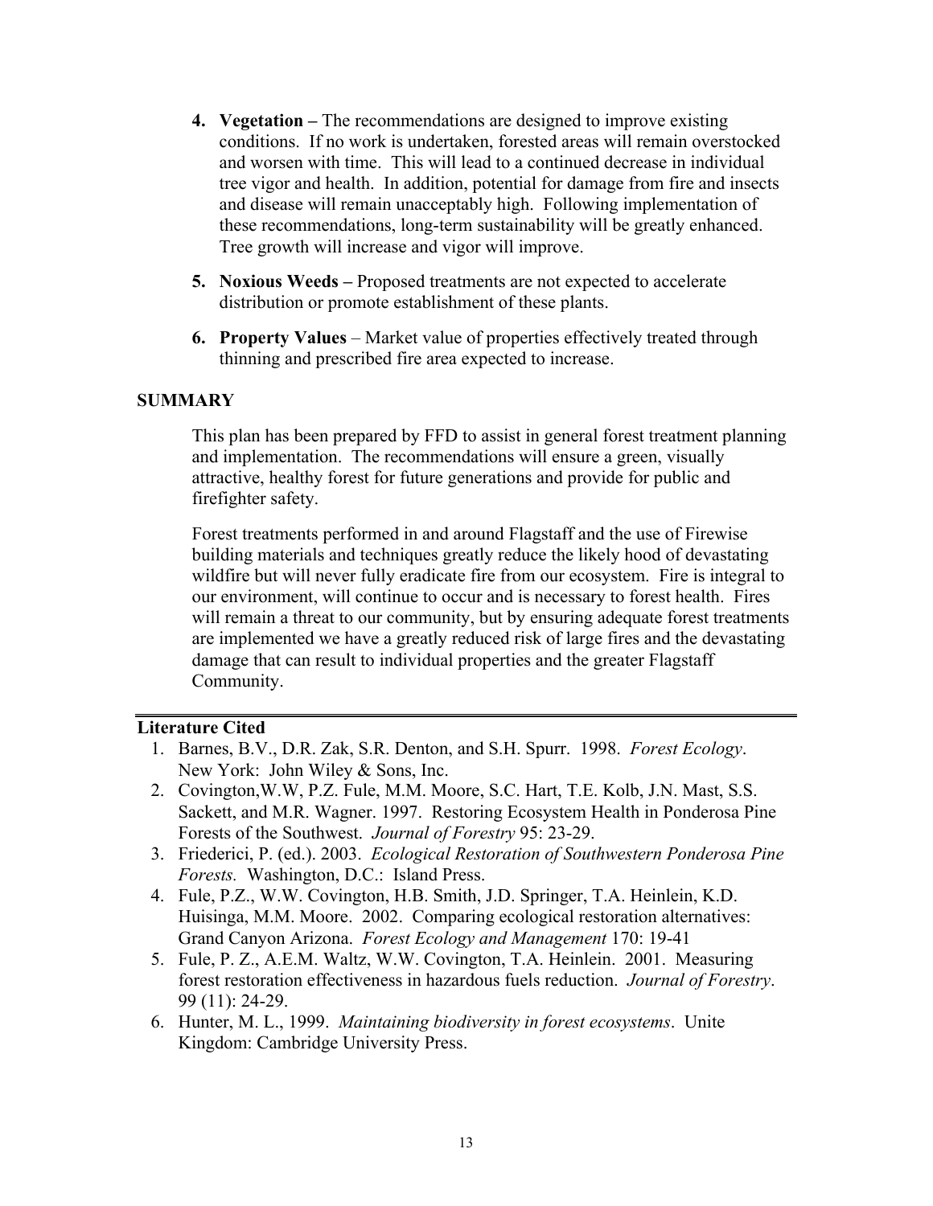4. **Vegetation –** The recommendations are designed to improve existing conditions. If no work is undertaken, forested areas will remain overstocked and worsen with time. This will lead to a continued decrease in individual tree vigor and health. In addition, potential for damage from fire and insects and disease will remain unacceptably high. Following implementation of these recommendations, long-term sustainability will be greatly enhanced. Tree growth will increase and vigor will improve.

5. **Noxious Weeds –** Proposed treatments are not expected to accelerate distribution or promote establishment of these plants.

6. **Property Values** – Market value of properties effectively treated through thinning and prescribed fire area expected to increase.

## SUMMARY

This plan has been prepared by FFD to assist in general forest treatment planning and implementation. The recommendations will ensure a green, visually attractive, healthy forest for future generations and provide for public and firefighter safety.

Forest treatments performed in and around Flagstaff and the use of Firewise building materials and techniques greatly reduce the likely hood of devastating wildfire but will never fully eradicate fire from our ecosystem. Fire is integral to our environment, will continue to occur and is necessary to forest health. Fires will remain a threat to our community, but by ensuring adequate forest treatments are implemented we have a greatly reduced risk of large fires and the devastating damage that can result to individual properties and the greater Flagstaff Community.

---

## Literature Cited

1. Barnes, B.V., D.R. Zak, S.R. Denton, and S.H. Spurr. 1998. *Forest Ecology*. New York: John Wiley & Sons, Inc.
2. Covington,W.W, P.Z. Fule, M.M. Moore, S.C. Hart, T.E. Kolb, J.N. Mast, S.S. Sackett, and M.R. Wagner. 1997. Restoring Ecosystem Health in Ponderosa Pine Forests of the Southwest. *Journal of Forestry* 95: 23-29.
3. Friederici, P. (ed.). 2003. *Ecological Restoration of Southwestern Ponderosa Pine Forests.* Washington, D.C.: Island Press.
4. Fule, P.Z., W.W. Covington, H.B. Smith, J.D. Springer, T.A. Heinlein, K.D. Huisinga, M.M. Moore. 2002. Comparing ecological restoration alternatives: Grand Canyon Arizona. *Forest Ecology and Management* 170: 19-41
5. Fule, P. Z., A.E.M. Waltz, W.W. Covington, T.A. Heinlein. 2001. Measuring forest restoration effectiveness in hazardous fuels reduction. *Journal of Forestry*. 99 (11): 24-29.
6. Hunter, M. L., 1999. *Maintaining biodiversity in forest ecosystems*. Unite Kingdom: Cambridge University Press.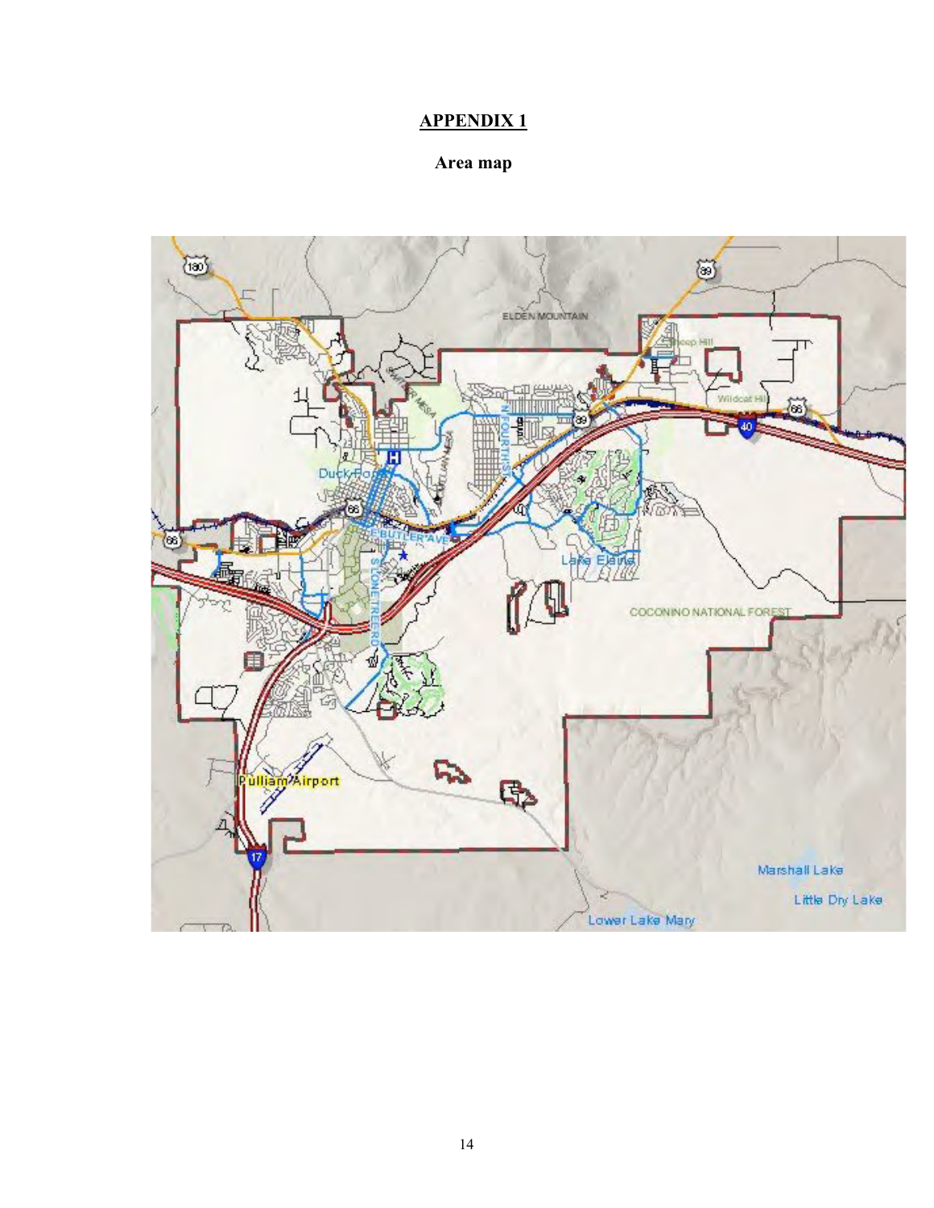# APPENDIX 1

## Area map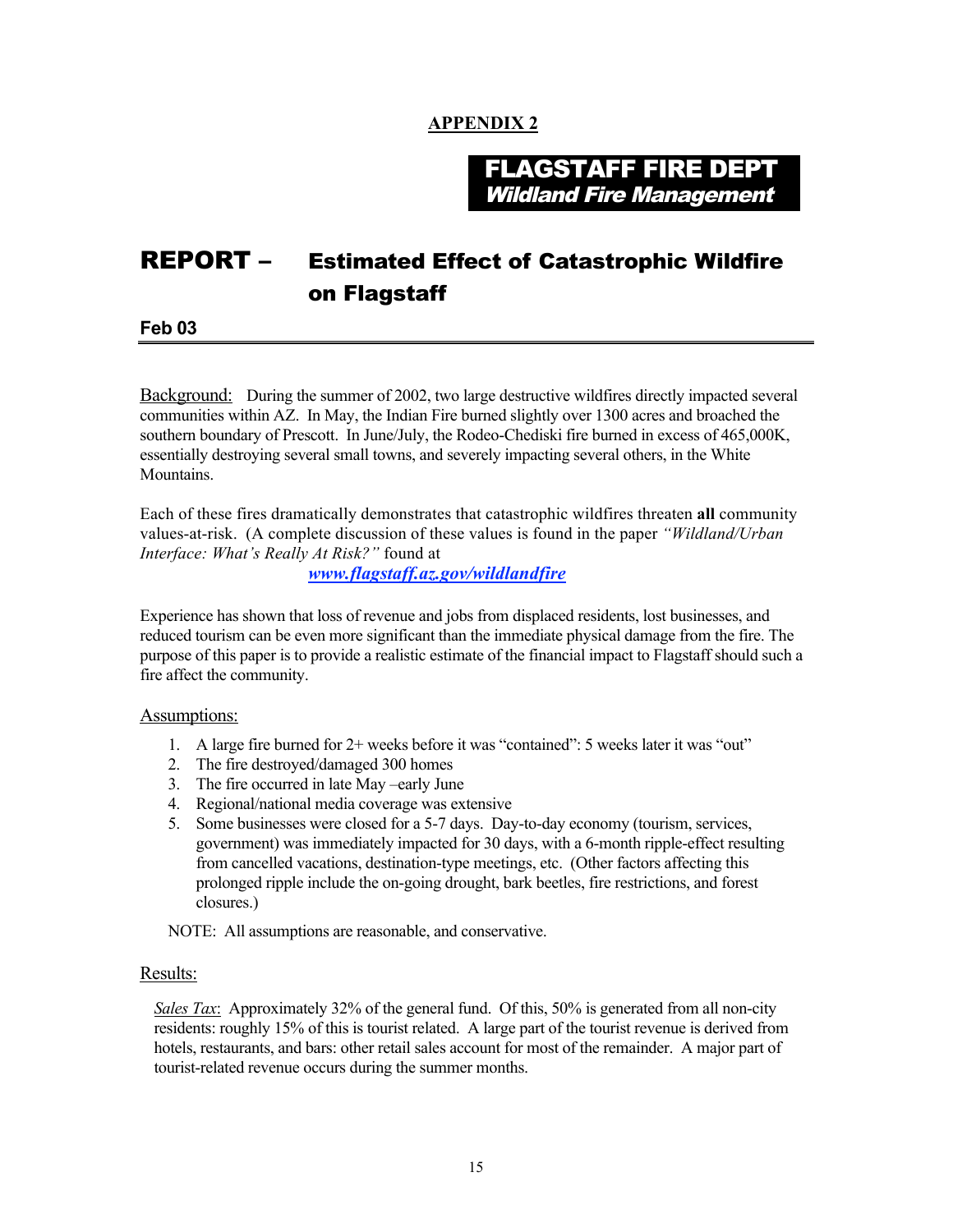**APPENDIX 2**

**FLAGSTAFF FIRE DEPT**
***Wildland Fire Management***

# REPORT – Estimated Effect of Catastrophic Wildfire on Flagstaff

**Feb 03**

---

Background: During the summer of 2002, two large destructive wildfires directly impacted several communities within AZ. In May, the Indian Fire burned slightly over 1300 acres and broached the southern boundary of Prescott. In June/July, the Rodeo-Chediski fire burned in excess of 465,000K, essentially destroying several small towns, and severely impacting several others, in the White Mountains.

Each of these fires dramatically demonstrates that catastrophic wildfires threaten **all** community values-at-risk. (A complete discussion of these values is found in the paper *"Wildland/Urban Interface: What's Really At Risk?"* found at

***www.flagstaff.az.gov/wildlandfire***

Experience has shown that loss of revenue and jobs from displaced residents, lost businesses, and reduced tourism can be even more significant than the immediate physical damage from the fire. The purpose of this paper is to provide a realistic estimate of the financial impact to Flagstaff should such a fire affect the community.

Assumptions:

1. A large fire burned for 2+ weeks before it was "contained": 5 weeks later it was "out"
2. The fire destroyed/damaged 300 homes
3. The fire occurred in late May –early June
4. Regional/national media coverage was extensive
5. Some businesses were closed for a 5-7 days. Day-to-day economy (tourism, services, government) was immediately impacted for 30 days, with a 6-month ripple-effect resulting from cancelled vacations, destination-type meetings, etc. (Other factors affecting this prolonged ripple include the on-going drought, bark beetles, fire restrictions, and forest closures.)

NOTE: All assumptions are reasonable, and conservative.

Results:

*Sales Tax*: Approximately 32% of the general fund. Of this, 50% is generated from all non-city residents: roughly 15% of this is tourist related. A large part of the tourist revenue is derived from hotels, restaurants, and bars: other retail sales account for most of the remainder. A major part of tourist-related revenue occurs during the summer months.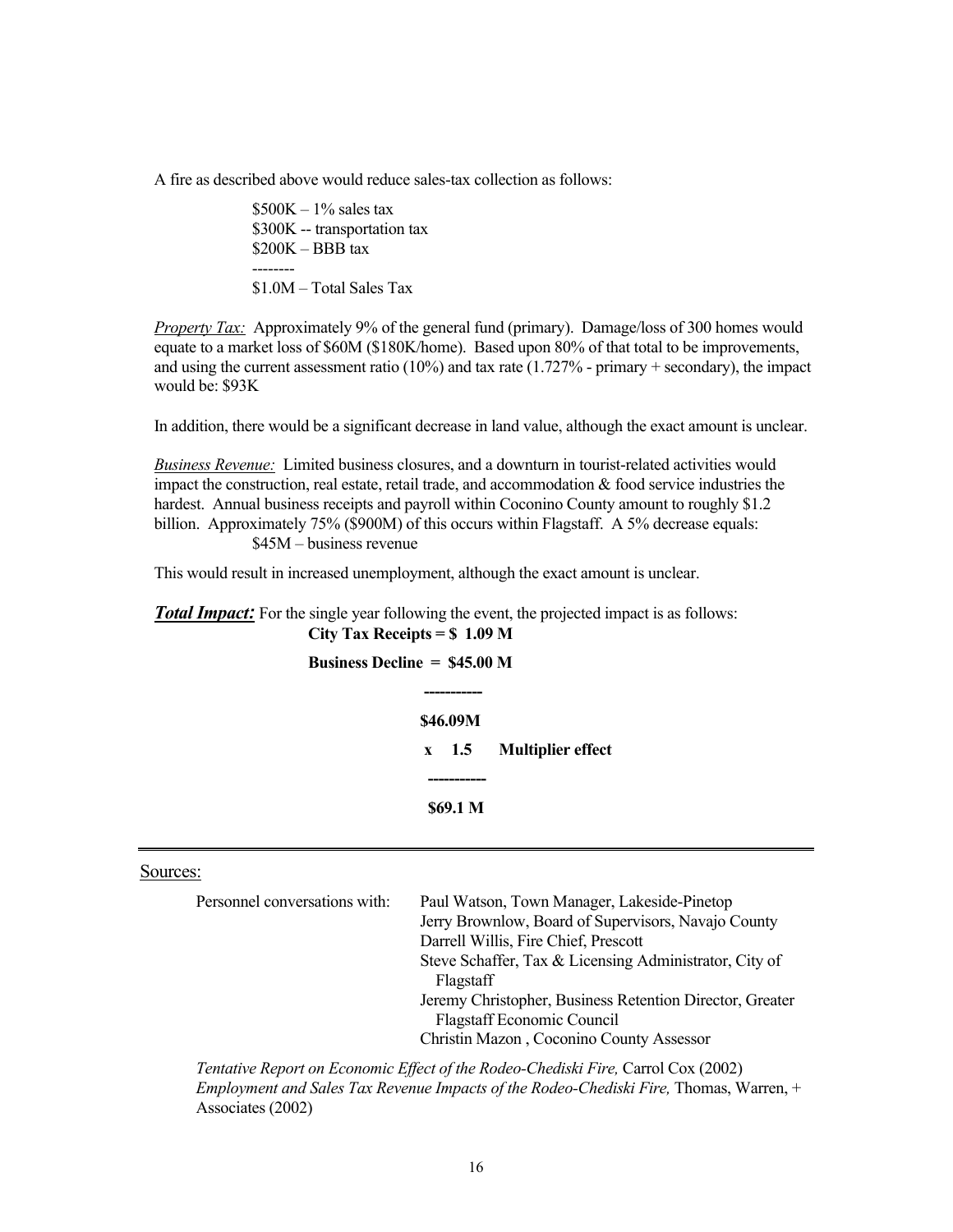A fire as described above would reduce sales-tax collection as follows:

$500K – 1% sales tax  
$300K -- transportation tax  
$200K – BBB tax  
--------  
$1.0M – Total Sales Tax

*Property Tax:* Approximately 9% of the general fund (primary). Damage/loss of 300 homes would equate to a market loss of $60M ($180K/home). Based upon 80% of that total to be improvements, and using the current assessment ratio (10%) and tax rate (1.727% - primary + secondary), the impact would be: $93K

In addition, there would be a significant decrease in land value, although the exact amount is unclear.

*Business Revenue:* Limited business closures, and a downturn in tourist-related activities would impact the construction, real estate, retail trade, and accommodation & food service industries the hardest. Annual business receipts and payroll within Coconino County amount to roughly $1.2 billion. Approximately 75% ($900M) of this occurs within Flagstaff. A 5% decrease equals:

$45M – business revenue

This would result in increased unemployment, although the exact amount is unclear.

***Total Impact:*** For the single year following the event, the projected impact is as follows:

**City Tax Receipts = $ 1.09 M**

**Business Decline = $45.00 M**

**----------**

**$46.09M**

**x 1.5 Multiplier effect**

**----------**

**$69.1 M**

---

Sources:

Personnel conversations with:

- Paul Watson, Town Manager, Lakeside-Pinetop
- Jerry Brownlow, Board of Supervisors, Navajo County
- Darrell Willis, Fire Chief, Prescott
- Steve Schaffer, Tax & Licensing Administrator, City of Flagstaff
- Jeremy Christopher, Business Retention Director, Greater Flagstaff Economic Council
- Christin Mazon , Coconino County Assessor

*Tentative Report on Economic Effect of the Rodeo-Chediski Fire,* Carrol Cox (2002)  
*Employment and Sales Tax Revenue Impacts of the Rodeo-Chediski Fire,* Thomas, Warren, + Associates (2002)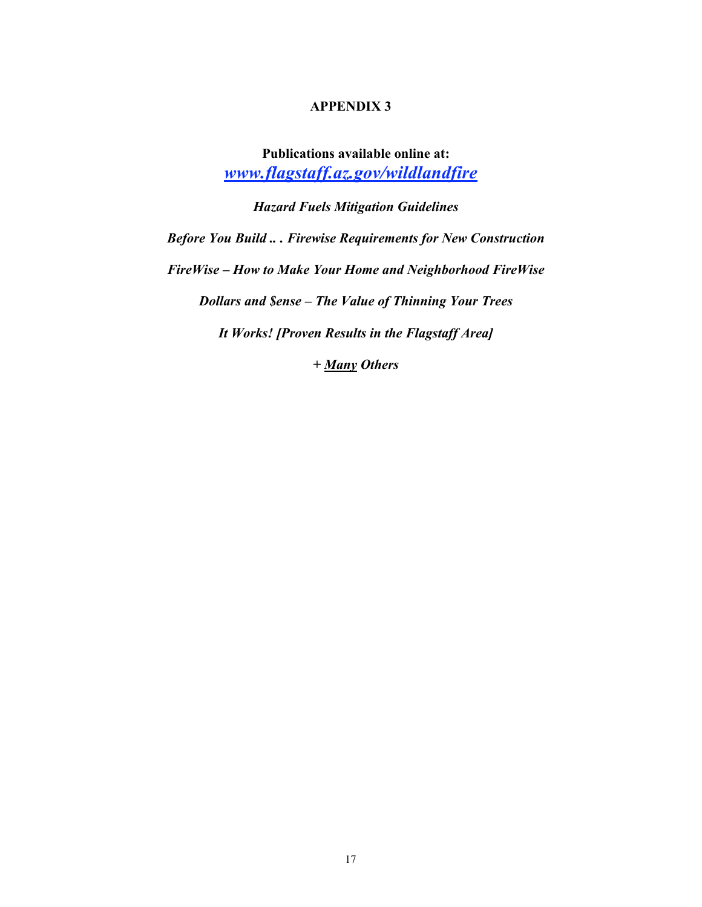# APPENDIX 3

**Publications available online at:**
***[www.flagstaff.az.gov/wildlandfire](http://www.flagstaff.az.gov/wildlandfire)***

***Hazard Fuels Mitigation Guidelines***

***Before You Build .. . Firewise Requirements for New Construction***

***FireWise – How to Make Your Home and Neighborhood FireWise***

***Dollars and $ense – The Value of Thinning Your Trees***

***It Works! [Proven Results in the Flagstaff Area]***

***+ <u>Many</u> Others***